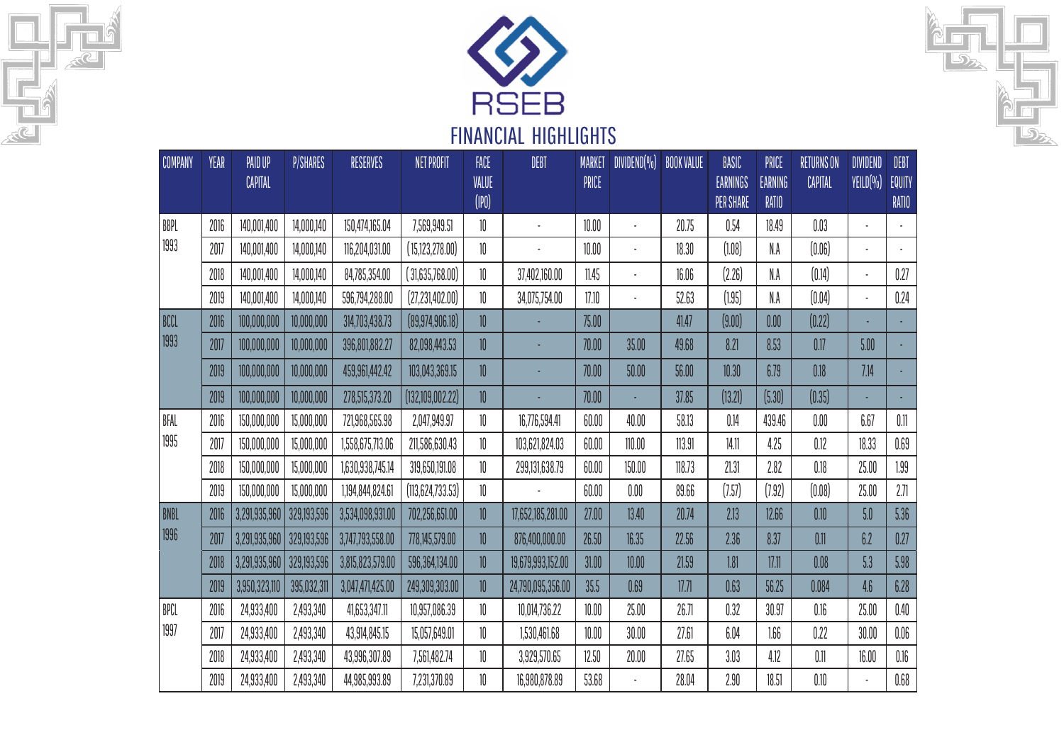# RSEB

## FINANCIAL HIGHLIGHTS

| COMPANY | YEAR | PAID UP CAPITAL | P/SHARES | RESERVES | NET PROFIT | FACE VALUE (IPO) | DEBT | MARKET PRICE | DIVIDEND(%) | BOOK VALUE | BASIC EARNINGS PER SHARE | PRICE EARNING RATIO | RETURNS ON CAPITAL | DIVIDEND YEILD(%) | DEBT EQUITY RATIO |
|---|---|---|---|---|---|---|---|---|---|---|---|---|---|---|---|
| BBPL 1993 | 2016 | 140,001,400 | 14,000,140 | 150,474,165.04 | 7,569,949.51 | 10 | - | 10.00 | - | 20.75 | 0.54 | 18.49 | 0.03 | - | - |
| | 2017 | 140,001,400 | 14,000,140 | 116,204,031.00 | (15,123,278.00) | 10 | - | 10.00 | - | 18.30 | (1.08) | N.A | (0.06) | - | - |
| | 2018 | 140,001,400 | 14,000,140 | 84,785,354.00 | (31,635,768.00) | 10 | 37,402,160.00 | 11.45 | - | 16.06 | (2.26) | N.A | (0.14) | - | 0.27 |
| | 2019 | 140,001,400 | 14,000,140 | 596,794,288.00 | (27,231,402.00) | 10 | 34,075,754.00 | 17.10 | - | 52.63 | (1.95) | N.A | (0.04) | - | 0.24 |
| BCCL 1993 | 2016 | 100,000,000 | 10,000,000 | 314,703,438.73 | (89,974,906.18) | 10 | - | 75.00 | | 41.47 | (9.00) | 0.00 | (0.22) | - | - |
| | 2017 | 100,000,000 | 10,000,000 | 396,801,882.27 | 82,098,443.53 | 10 | - | 70.00 | 35.00 | 49.68 | 8.21 | 8.53 | 0.17 | 5.00 | - |
| | 2019 | 100,000,000 | 10,000,000 | 459,961,442.42 | 103,043,369.15 | 10 | - | 70.00 | 50.00 | 56.00 | 10.30 | 6.79 | 0.18 | 7.14 | - |
| | 2019 | 100,000,000 | 10,000,000 | 278,515,373.20 | (132,109,002.22) | 10 | - | 70.00 | - | 37.85 | (13.21) | (5.30) | (0.35) | - | - |
| BFAL 1995 | 2016 | 150,000,000 | 15,000,000 | 721,968,565.98 | 2,047,949.97 | 10 | 16,776,594.41 | 60.00 | 40.00 | 58.13 | 0.14 | 439.46 | 0.00 | 6.67 | 0.11 |
| | 2017 | 150,000,000 | 15,000,000 | 1,558,675,713.06 | 211,586,630.43 | 10 | 103,621,824.03 | 60.00 | 110.00 | 113.91 | 14.11 | 4.25 | 0.12 | 18.33 | 0.69 |
| | 2018 | 150,000,000 | 15,000,000 | 1,630,938,745.14 | 319,650,191.08 | 10 | 299,131,638.79 | 60.00 | 150.00 | 118.73 | 21.31 | 2.82 | 0.18 | 25.00 | 1.99 |
| | 2019 | 150,000,000 | 15,000,000 | 1,194,844,824.61 | (113,624,733.53) | 10 | - | 60.00 | 0.00 | 89.66 | (7.57) | (7.92) | (0.08) | 25.00 | 2.71 |
| BNBL 1996 | 2016 | 3,291,935,960 | 329,193,596 | 3,534,098,931.00 | 702,256,651.00 | 10 | 17,652,185,281.00 | 27.00 | 13.40 | 20.74 | 2.13 | 12.66 | 0.10 | 5.0 | 5.36 |
| | 2017 | 3,291,935,960 | 329,193,596 | 3,747,793,558.00 | 778,145,579.00 | 10 | 876,400,000.00 | 26.50 | 16.35 | 22.56 | 2.36 | 8.37 | 0.11 | 6.2 | 0.27 |
| | 2018 | 3,291,935,960 | 329,193,596 | 3,815,823,579.00 | 596,364,134.00 | 10 | 19,679,993,152.00 | 31.00 | 10.00 | 21.59 | 1.81 | 17.11 | 0.08 | 5.3 | 5.98 |
| | 2019 | 3,950,323,110 | 395,032,311 | 3,047,471,425.00 | 249,309,303.00 | 10 | 24,790,095,356.00 | 35.5 | 0.69 | 17.71 | 0.63 | 56.25 | 0.084 | 4.6 | 6.28 |
| BPCL 1997 | 2016 | 24,933,400 | 2,493,340 | 41,653,347.11 | 10,957,086.39 | 10 | 10,014,736.22 | 10.00 | 25.00 | 26.71 | 0.32 | 30.97 | 0.16 | 25.00 | 0.40 |
| | 2017 | 24,933,400 | 2,493,340 | 43,914,845.15 | 15,057,649.01 | 10 | 1,530,461.68 | 10.00 | 30.00 | 27.61 | 6.04 | 1.66 | 0.22 | 30.00 | 0.06 |
| | 2018 | 24,933,400 | 2,493,340 | 43,996,307.89 | 7,561,482.74 | 10 | 3,929,570.65 | 12.50 | 20.00 | 27.65 | 3.03 | 4.12 | 0.11 | 16.00 | 0.16 |
| | 2019 | 24,933,400 | 2,493,340 | 44,985,993.89 | 7,231,370.89 | 10 | 16,980,878.89 | 53.68 | - | 28.04 | 2.90 | 18.51 | 0.10 | - | 0.68 |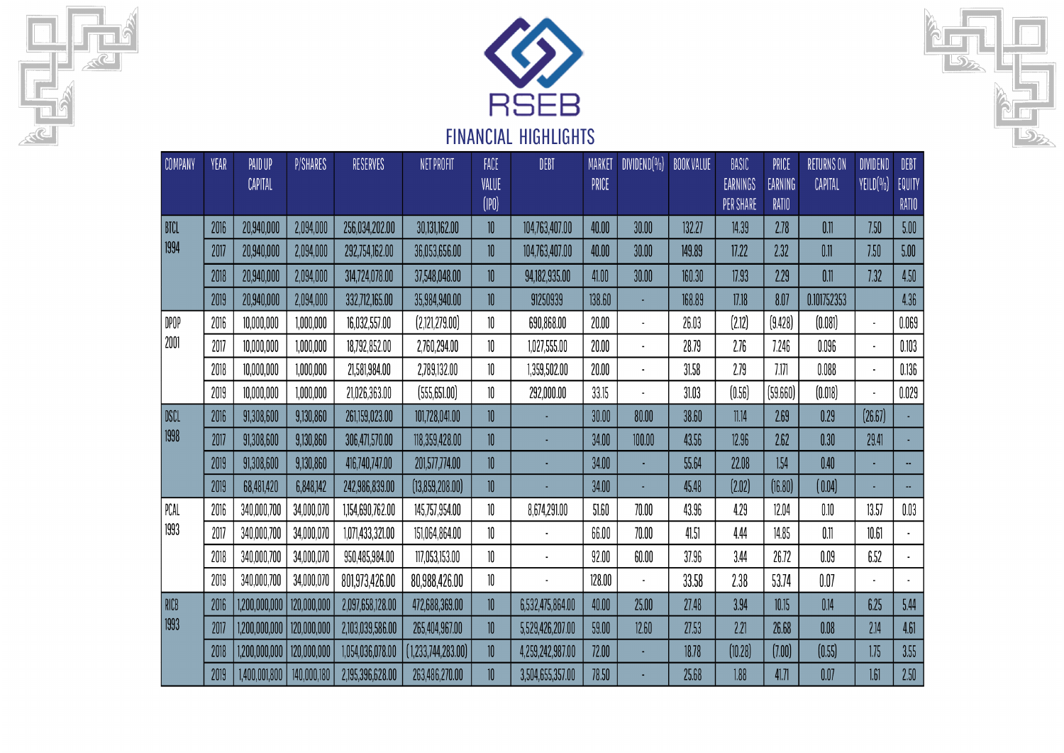# RSEB

## FINANCIAL HIGHLIGHTS

| COMPANY | YEAR | PAID UP CAPITAL | P/SHARES | RESERVES | NET PROFIT | FACE VALUE (IPO) | DEBT | MARKET PRICE | DIVIDEND(%) | BOOK VALUE | BASIC EARNINGS PER SHARE | PRICE EARNING RATIO | RETURNS ON CAPITAL | DIVIDEND YEILD(%) | DEBT EQUITY RATIO |
|---|---|---|---|---|---|---|---|---|---|---|---|---|---|---|---|
| BTCL 1994 | 2016 | 20,940,000 | 2,094,000 | 256,034,202.00 | 30,131,162.00 | 10 | 104,763,407.00 | 40.00 | 30.00 | 132.27 | 14.39 | 2.78 | 0.11 | 7.50 | 5.00 |
| | 2017 | 20,940,000 | 2,094,000 | 292,754,162.00 | 36,053,656.00 | 10 | 104,763,407.00 | 40.00 | 30.00 | 149.89 | 17.22 | 2.32 | 0.11 | 7.50 | 5.00 |
| | 2018 | 20,940,000 | 2,094,000 | 314,724,078.00 | 37,548,048.00 | 10 | 94,182,935.00 | 41.00 | 30.00 | 160.30 | 17.93 | 2.29 | 0.11 | 7.32 | 4.50 |
| | 2019 | 20,940,000 | 2,094,000 | 332,712,165.00 | 35,984,940.00 | 10 | 91250939 | 138.60 | - | 168.89 | 17.18 | 8.07 | 0.101752353 | | 4.36 |
| DPOP 2001 | 2016 | 10,000,000 | 1,000,000 | 16,032,557.00 | (2,121,279.00) | 10 | 690,868.00 | 20.00 | - | 26.03 | (2.12) | (9.428) | (0.081) | - | 0.069 |
| | 2017 | 10,000,000 | 1,000,000 | 18,792,852.00 | 2,760,294.00 | 10 | 1,027,555.00 | 20.00 | - | 28.79 | 2.76 | 7.246 | 0.096 | - | 0.103 |
| | 2018 | 10,000,000 | 1,000,000 | 21,581,984.00 | 2,789,132.00 | 10 | 1,359,502.00 | 20.00 | - | 31.58 | 2.79 | 7.171 | 0.088 | - | 0.136 |
| | 2019 | 10,000,000 | 1,000,000 | 21,026,363.00 | (555,651.00) | 10 | 292,000.00 | 33.15 | - | 31.03 | (0.56) | (59.660) | (0.018) | - | 0.029 |
| DSCL 1998 | 2016 | 91,308,600 | 9,130,860 | 261,159,023.00 | 101,728,041.00 | 10 | - | 30.00 | 80.00 | 38.60 | 11.14 | 2.69 | 0.29 | (26.67) | - |
| | 2017 | 91,308,600 | 9,130,860 | 306,471,570.00 | 118,359,428.00 | 10 | - | 34.00 | 100.00 | 43.56 | 12.96 | 2.62 | 0.30 | 29.41 | - |
| | 2019 | 91,308,600 | 9,130,860 | 416,740,747.00 | 201,577,774.00 | 10 | - | 34.00 | - | 55.64 | 22.08 | 1.54 | 0.40 | - | -- |
| | 2019 | 68,481,420 | 6,848,142 | 242,986,839.00 | (13,859,208.00) | 10 | - | 34.00 | - | 45.48 | (2.02) | (16.80) | (0.04) | - | -- |
| PCAL 1993 | 2016 | 340,000,700 | 34,000,070 | 1,154,690,762.00 | 145,757,954.00 | 10 | 8,674,291.00 | 51.60 | 70.00 | 43.96 | 4.29 | 12.04 | 0.10 | 13.57 | 0.03 |
| | 2017 | 340,000,700 | 34,000,070 | 1,071,433,321.00 | 151,064,864.00 | 10 | - | 66.00 | 70.00 | 41.51 | 4.44 | 14.85 | 0.11 | 10.61 | - |
| | 2018 | 340,000,700 | 34,000,070 | 950,485,984.00 | 117,053,153.00 | 10 | - | 92.00 | 60.00 | 37.96 | 3.44 | 26.72 | 0.09 | 6.52 | - |
| | 2019 | 340,000,700 | 34,000,070 | 801,973,426.00 | 80,988,426.00 | 10 | - | 128.00 | - | 33.58 | 2.38 | 53.74 | 0.07 | - | - |
| RICB 1993 | 2016 | 1,200,000,000 | 120,000,000 | 2,097,658,128.00 | 472,688,369.00 | 10 | 6,532,475,864.00 | 40.00 | 25.00 | 27.48 | 3.94 | 10.15 | 0.14 | 6.25 | 5.44 |
| | 2017 | 1,200,000,000 | 120,000,000 | 2,103,039,586.00 | 265,404,967.00 | 10 | 5,529,426,207.00 | 59.00 | 12.60 | 27.53 | 2.21 | 26.68 | 0.08 | 2.14 | 4.61 |
| | 2018 | 1,200,000,000 | 120,000,000 | 1,054,036,078.00 | (1,233,744,283.00) | 10 | 4,259,242,987.00 | 72.00 | - | 18.78 | (10.28) | (7.00) | (0.55) | 1.75 | 3.55 |
| | 2019 | 1,400,001,800 | 140,000,180 | 2,195,396,628.00 | 263,486,270.00 | 10 | 3,504,655,357.00 | 78.50 | - | 25.68 | 1.88 | 41.71 | 0.07 | 1.61 | 2.50 |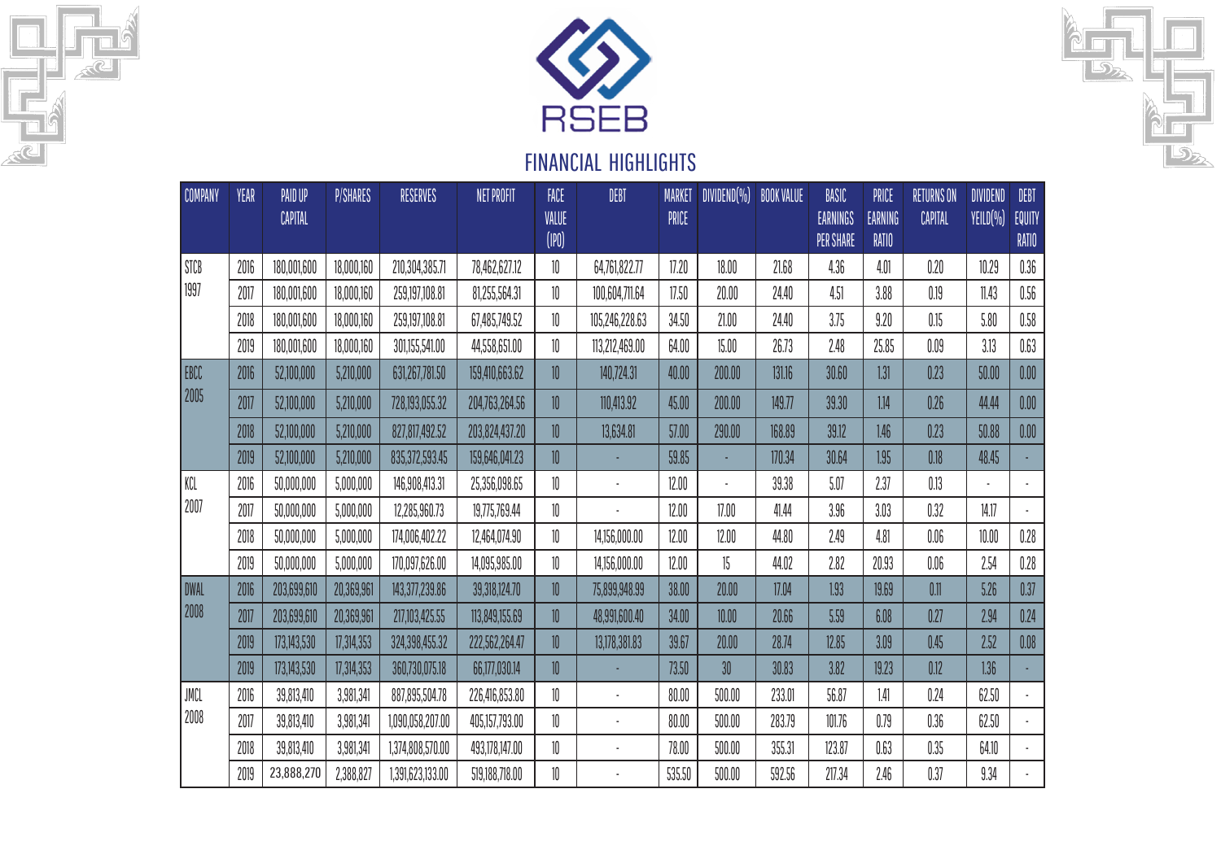# RSEB

## FINANCIAL HIGHLIGHTS

| COMPANY | YEAR | PAID UP CAPITAL | P/SHARES | RESERVES | NET PROFIT | FACE VALUE (IPO) | DEBT | MARKET PRICE | DIVIDEND(%) | BOOK VALUE | BASIC EARNINGS PER SHARE | PRICE EARNING RATIO | RETURNS ON CAPITAL | DIVIDEND YEILD(%) | DEBT EQUITY RATIO |
|---|---|---|---|---|---|---|---|---|---|---|---|---|---|---|---|
| STCB 1997 | 2016 | 180,001,600 | 18,000,160 | 210,304,385.71 | 78,462,627.12 | 10 | 64,761,822.77 | 17.20 | 18.00 | 21.68 | 4.36 | 4.01 | 0.20 | 10.29 | 0.36 |
| | 2017 | 180,001,600 | 18,000,160 | 259,197,108.81 | 81,255,564.31 | 10 | 100,604,711.64 | 17.50 | 20.00 | 24.40 | 4.51 | 3.88 | 0.19 | 11.43 | 0.56 |
| | 2018 | 180,001,600 | 18,000,160 | 259,197,108.81 | 67,485,749.52 | 10 | 105,246,228.63 | 34.50 | 21.00 | 24.40 | 3.75 | 9.20 | 0.15 | 5.80 | 0.58 |
| | 2019 | 180,001,600 | 18,000,160 | 301,155,541.00 | 44,558,651.00 | 10 | 113,212,469.00 | 64.00 | 15.00 | 26.73 | 2.48 | 25.85 | 0.09 | 3.13 | 0.63 |
| EBCC 2005 | 2016 | 52,100,000 | 5,210,000 | 631,267,781.50 | 159,410,663.62 | 10 | 140,724.31 | 40.00 | 200.00 | 131.16 | 30.60 | 1.31 | 0.23 | 50.00 | 0.00 |
| | 2017 | 52,100,000 | 5,210,000 | 728,193,055.32 | 204,763,264.56 | 10 | 110,413.92 | 45.00 | 200.00 | 149.77 | 39.30 | 1.14 | 0.26 | 44.44 | 0.00 |
| | 2018 | 52,100,000 | 5,210,000 | 827,817,492.52 | 203,824,437.20 | 10 | 13,634.81 | 57.00 | 290.00 | 168.89 | 39.12 | 1.46 | 0.23 | 50.88 | 0.00 |
| | 2019 | 52,100,000 | 5,210,000 | 835,372,593.45 | 159,646,041.23 | 10 | - | 59.85 | - | 170.34 | 30.64 | 1.95 | 0.18 | 48.45 | - |
| KCL 2007 | 2016 | 50,000,000 | 5,000,000 | 146,908,413.31 | 25,356,098.65 | 10 | - | 12.00 | - | 39.38 | 5.07 | 2.37 | 0.13 | - | - |
| | 2017 | 50,000,000 | 5,000,000 | 12,285,960.73 | 19,775,769.44 | 10 | - | 12.00 | 17.00 | 41.44 | 3.96 | 3.03 | 0.32 | 14.17 | - |
| | 2018 | 50,000,000 | 5,000,000 | 174,006,402.22 | 12,464,074.90 | 10 | 14,156,000.00 | 12.00 | 12.00 | 44.80 | 2.49 | 4.81 | 0.06 | 10.00 | 0.28 |
| | 2019 | 50,000,000 | 5,000,000 | 170,097,626.00 | 14,095,985.00 | 10 | 14,156,000.00 | 12.00 | 15 | 44.02 | 2.82 | 20.93 | 0.06 | 2.54 | 0.28 |
| DWAL 2008 | 2016 | 203,699,610 | 20,369,961 | 143,377,239.86 | 39,318,124.70 | 10 | 75,899,948.99 | 38.00 | 20.00 | 17.04 | 1.93 | 19.69 | 0.11 | 5.26 | 0.37 |
| | 2017 | 203,699,610 | 20,369,961 | 217,103,425.55 | 113,849,155.69 | 10 | 48,991,600.40 | 34.00 | 10.00 | 20.66 | 5.59 | 6.08 | 0.27 | 2.94 | 0.24 |
| | 2019 | 173,143,530 | 17,314,353 | 324,398,455.32 | 222,562,264.47 | 10 | 13,178,381.83 | 39.67 | 20.00 | 28.74 | 12.85 | 3.09 | 0.45 | 2.52 | 0.08 |
| | 2019 | 173,143,530 | 17,314,353 | 360,730,075.18 | 66,177,030.14 | 10 | - | 73.50 | 30 | 30.83 | 3.82 | 19.23 | 0.12 | 1.36 | - |
| JMCL 2008 | 2016 | 39,813,410 | 3,981,341 | 887,895,504.78 | 226,416,853.80 | 10 | - | 80.00 | 500.00 | 233.01 | 56.87 | 1.41 | 0.24 | 62.50 | - |
| | 2017 | 39,813,410 | 3,981,341 | 1,090,058,207.00 | 405,157,793.00 | 10 | - | 80.00 | 500.00 | 283.79 | 101.76 | 0.79 | 0.36 | 62.50 | - |
| | 2018 | 39,813,410 | 3,981,341 | 1,374,808,570.00 | 493,178,147.00 | 10 | - | 78.00 | 500.00 | 355.31 | 123.87 | 0.63 | 0.35 | 64.10 | - |
| | 2019 | 23,888,270 | 2,388,827 | 1,391,623,133.00 | 519,188,718.00 | 10 | - | 535.50 | 500.00 | 592.56 | 217.34 | 2.46 | 0.37 | 9.34 | - |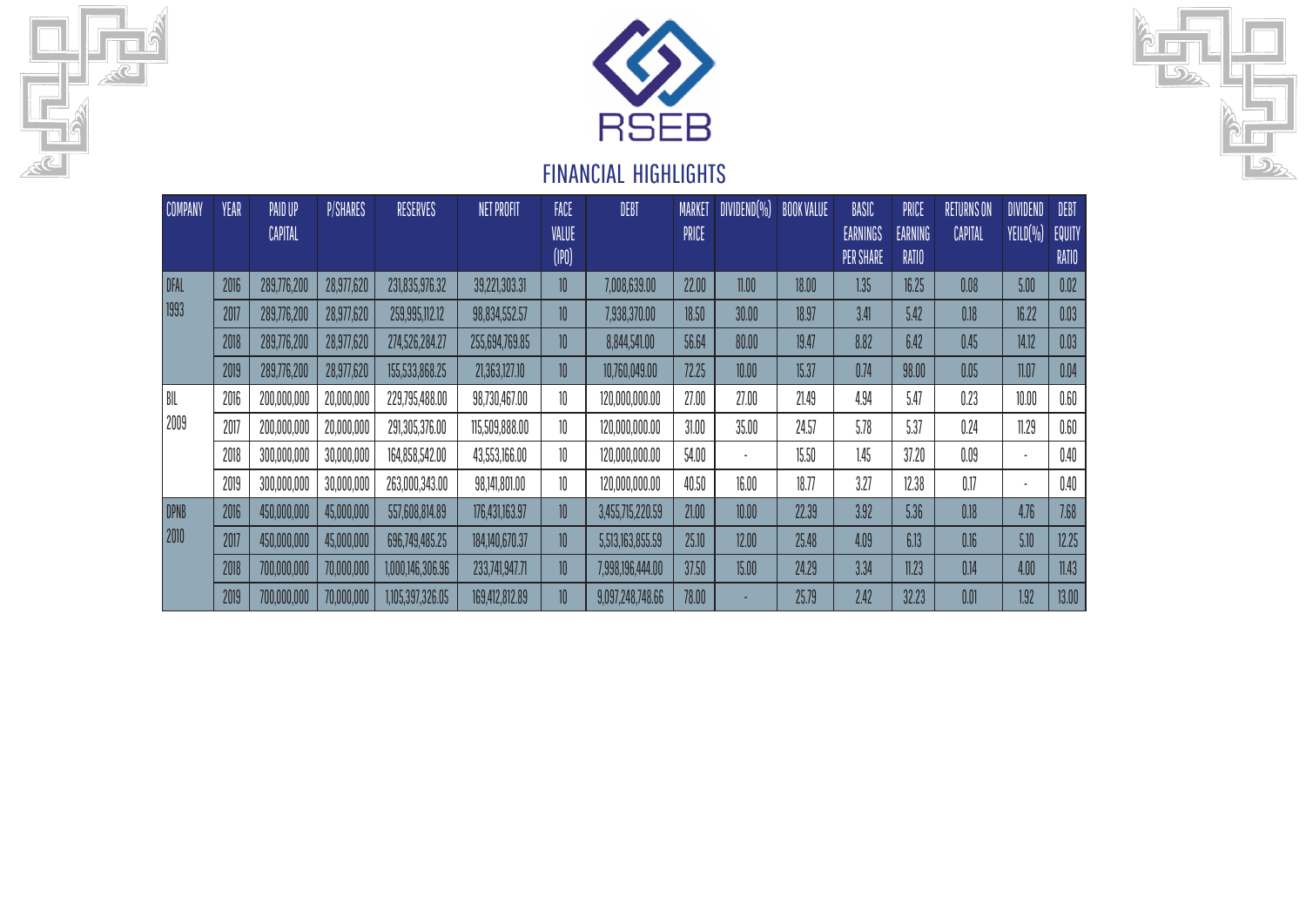RSEB

## FINANCIAL HIGHLIGHTS

| COMPANY | YEAR | PAID UP CAPITAL | P/SHARES | RESERVES | NET PROFIT | FACE VALUE (IPO) | DEBT | MARKET PRICE | DIVIDEND(%) | BOOK VALUE | BASIC EARNINGS PER SHARE | PRICE EARNING RATIO | RETURNS ON CAPITAL | DIVIDEND YEILD(%) | DEBT EQUITY RATIO |
|---|---|---|---|---|---|---|---|---|---|---|---|---|---|---|---|
| DFAL 1993 | 2016 | 289,776,200 | 28,977,620 | 231,835,976.32 | 39,221,303.31 | 10 | 7,008,639.00 | 22.00 | 11.00 | 18.00 | 1.35 | 16.25 | 0.08 | 5.00 | 0.02 |
| | 2017 | 289,776,200 | 28,977,620 | 259,995,112.12 | 98,834,552.57 | 10 | 7,938,370.00 | 18.50 | 30.00 | 18.97 | 3.41 | 5.42 | 0.18 | 16.22 | 0.03 |
| | 2018 | 289,776,200 | 28,977,620 | 274,526,284.27 | 255,694,769.85 | 10 | 8,844,541.00 | 56.64 | 80.00 | 19.47 | 8.82 | 6.42 | 0.45 | 14.12 | 0.03 |
| | 2019 | 289,776,200 | 28,977,620 | 155,533,868.25 | 21,363,127.10 | 10 | 10,760,049.00 | 72.25 | 10.00 | 15.37 | 0.74 | 98.00 | 0.05 | 11.07 | 0.04 |
| BIL 2009 | 2016 | 200,000,000 | 20,000,000 | 229,795,488.00 | 98,730,467.00 | 10 | 120,000,000.00 | 27.00 | 27.00 | 21.49 | 4.94 | 5.47 | 0.23 | 10.00 | 0.60 |
| | 2017 | 200,000,000 | 20,000,000 | 291,305,376.00 | 115,509,888.00 | 10 | 120,000,000.00 | 31.00 | 35.00 | 24.57 | 5.78 | 5.37 | 0.24 | 11.29 | 0.60 |
| | 2018 | 300,000,000 | 30,000,000 | 164,858,542.00 | 43,553,166.00 | 10 | 120,000,000.00 | 54.00 | - | 15.50 | 1.45 | 37.20 | 0.09 | - | 0.40 |
| | 2019 | 300,000,000 | 30,000,000 | 263,000,343.00 | 98,141,801.00 | 10 | 120,000,000.00 | 40.50 | 16.00 | 18.77 | 3.27 | 12.38 | 0.17 | - | 0.40 |
| DPNB 2010 | 2016 | 450,000,000 | 45,000,000 | 557,608,814.89 | 176,431,163.97 | 10 | 3,455,715,220.59 | 21.00 | 10.00 | 22.39 | 3.92 | 5.36 | 0.18 | 4.76 | 7.68 |
| | 2017 | 450,000,000 | 45,000,000 | 696,749,485.25 | 184,140,670.37 | 10 | 5,513,163,855.59 | 25.10 | 12.00 | 25.48 | 4.09 | 6.13 | 0.16 | 5.10 | 12.25 |
| | 2018 | 700,000,000 | 70,000,000 | 1,000,146,306.96 | 233,741,947.71 | 10 | 7,998,196,444.00 | 37.50 | 15.00 | 24.29 | 3.34 | 11.23 | 0.14 | 4.00 | 11.43 |
| | 2019 | 700,000,000 | 70,000,000 | 1,105,397,326.05 | 169,412,812.89 | 10 | 9,097,248,748.66 | 78.00 | - | 25.79 | 2.42 | 32.23 | 0.01 | 1.92 | 13.00 |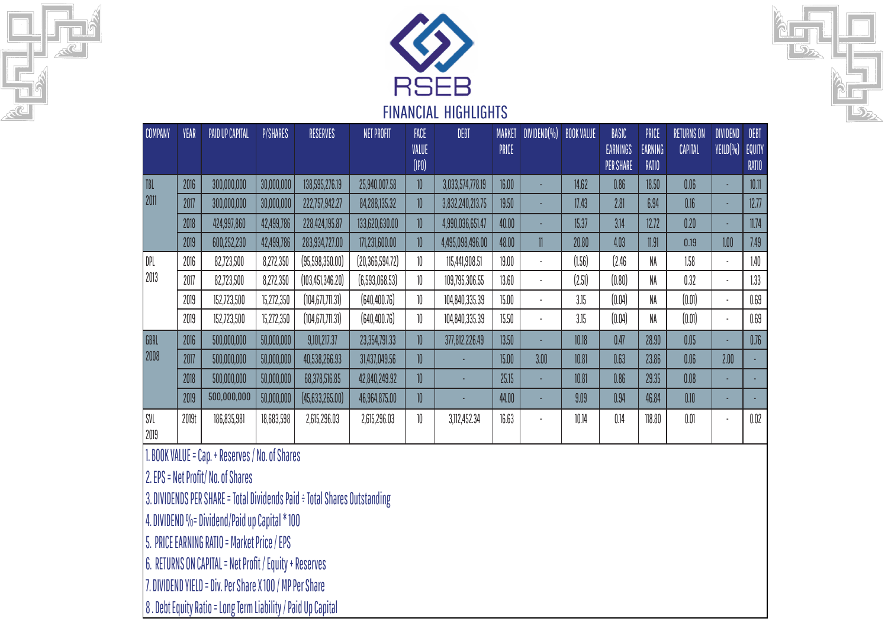# RSEB

## FINANCIAL HIGHLIGHTS

| COMPANY | YEAR | PAID UP CAPITAL | P/SHARES | RESERVES | NET PROFIT | FACE VALUE (IPO) | DEBT | MARKET PRICE | DIVIDEND(%) | BOOK VALUE | BASIC EARNINGS PER SHARE | PRICE EARNING RATIO | RETURNS ON CAPITAL | DIVIDEND YEILD(%) | DEBT EQUITY RATIO |
|---|---|---|---|---|---|---|---|---|---|---|---|---|---|---|---|
| TBL 2011 | 2016 | 300,000,000 | 30,000,000 | 138,595,276.19 | 25,940,007.58 | 10 | 3,033,574,778.19 | 16.00 | - | 14.62 | 0.86 | 18.50 | 0.06 | - | 10.11 |
| | 2017 | 300,000,000 | 30,000,000 | 222,757,942.27 | 84,288,135.32 | 10 | 3,832,240,213.75 | 19.50 | - | 17.43 | 2.81 | 6.94 | 0.16 | - | 12.77 |
| | 2018 | 424,997,860 | 42,499,786 | 228,424,195.87 | 133,620,630.00 | 10 | 4,990,036,651.47 | 40.00 | - | 15.37 | 3.14 | 12.72 | 0.20 | - | 11.74 |
| | 2019 | 600,252,230 | 42,499,786 | 283,934,727.00 | 171,231,600.00 | 10 | 4,495,098,496.00 | 48.00 | 11 | 20.80 | 4.03 | 11.91 | 0.19 | 1.00 | 7.49 |
| DPL 2013 | 2016 | 82,723,500 | 8,272,350 | (95,598,350.00) | (20,366,594.72) | 10 | 115,441,908.51 | 19.00 | - | (1.56) | (2.46 | NA | 1.58 | - | 1.40 |
| | 2017 | 82,723,500 | 8,272,350 | (103,451,346.20) | (6,593,068.53) | 10 | 109,795,306.55 | 13.60 | - | (2.51) | (0.80) | NA | 0.32 | - | 1.33 |
| | 2019 | 152,723,500 | 15,272,350 | (104,671,711.31) | (640,400.76) | 10 | 104,840,335.39 | 15.00 | - | 3.15 | (0.04) | NA | (0.01) | - | 0.69 |
| | 2019 | 152,723,500 | 15,272,350 | (104,671,711.31) | (640,400.76) | 10 | 104,840,335.39 | 15.50 | - | 3.15 | (0.04) | NA | (0.01) | - | 0.69 |
| GBRL 2008 | 2016 | 500,000,000 | 50,000,000 | 9,101,217.37 | 23,354,791.33 | 10 | 377,812,226.49 | 13.50 | - | 10.18 | 0.47 | 28.90 | 0.05 | - | 0.76 |
| | 2017 | 500,000,000 | 50,000,000 | 40,538,266.93 | 31,437,049.56 | 10 | - | 15.00 | 3.00 | 10.81 | 0.63 | 23.86 | 0.06 | 2.00 | - |
| | 2018 | 500,000,000 | 50,000,000 | 68,378,516.85 | 42,840,249.92 | 10 | - | 25.15 | - | 10.81 | 0.86 | 29.35 | 0.08 | - | - |
| | 2019 | 500,000,000 | 50,000,000 | (45,633,265.00) | 46,964,875.00 | 10 | - | 44.00 | - | 9.09 | 0.94 | 46.84 | 0.10 | - | - |
| SVL 2019 | 2019t | 186,835,981 | 18,683,598 | 2,615,296.03 | 2,615,296.03 | 10 | 3,112,452.34 | 16.63 | - | 10.14 | 0.14 | 118.80 | 0.01 | - | 0.02 |

1. BOOK VALUE = Cap. + Reserves / No. of Shares
2. EPS = Net Profit/ No. of Shares
3. DIVIDENDS PER SHARE = Total Dividends Paid ÷ Total Shares Outstanding
4. DIVIDEND %= Dividend/Paid up Capital * 100
5. PRICE EARNING RATIO = Market Price / EPS
6. RETURNS ON CAPITAL = Net Profit / Equity + Reserves
7. DIVIDEND YIELD = Div. Per Share X 100 / MP Per Share
8 . Debt Equity Ratio = Long Term Liability / Paid Up Capital